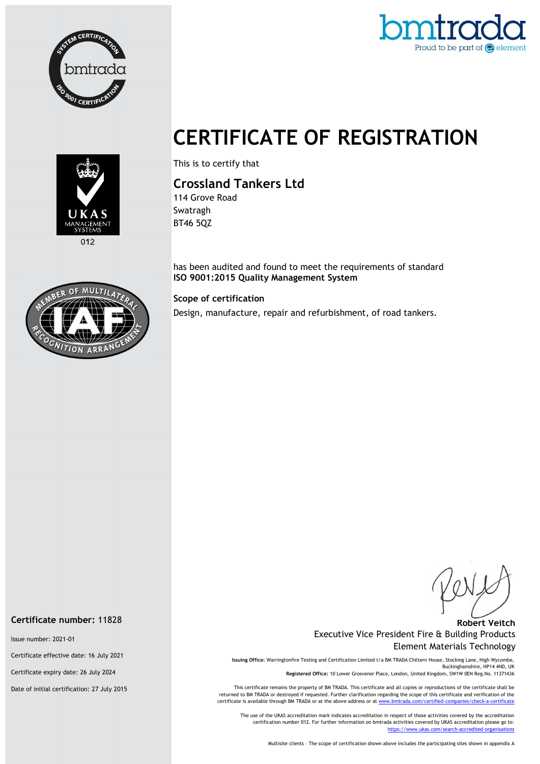# CERTIFICATE OF REGISTRATION

This is to certify that

## Crossland Tankers Ltd

114 Grove Road
Swatragh
BT46 5QZ

has been audited and found to meet the requirements of standard
**ISO 9001:2015 Quality Management System**

**Scope of certification**

Design, manufacture, repair and refurbishment, of road tankers.

**Certificate number:** 11828

Issue number: 2021-01

Certificate effective date: 16 July 2021

Certificate expiry date: 26 July 2024

Date of initial certification: 27 July 2015

**Robert Veitch**
Executive Vice President Fire & Building Products
Element Materials Technology

**Issuing Office:** Warringtonfire Testing and Certification Limited t/a BM TRADA Chiltern House, Stocking Lane, High Wycombe, Buckinghamshire, HP14 4ND, UK
**Registered Office:** 10 Lower Grosvenor Place, London, United Kingdom, SW1W 0EN Reg.No. 11371436

This certificate remains the property of BM TRADA. This certificate and all copies or reproductions of the certificate shall be returned to BM TRADA or destroyed if requested. Further clarification regarding the scope of this certificate and verification of the certificate is available through BM TRADA or at the above address or at www.bmtrada.com/certified-companies/check-a-certificate

The use of the UKAS accreditation mark indicates accreditation in respect of those activities covered by the accreditation certification number 012. For further information on bmtrada activities covered by UKAS accreditation please go to: https://www.ukas.com/search-accredited-organisations

Multisite clients – The scope of certification shown above includes the participating sites shown in appendix A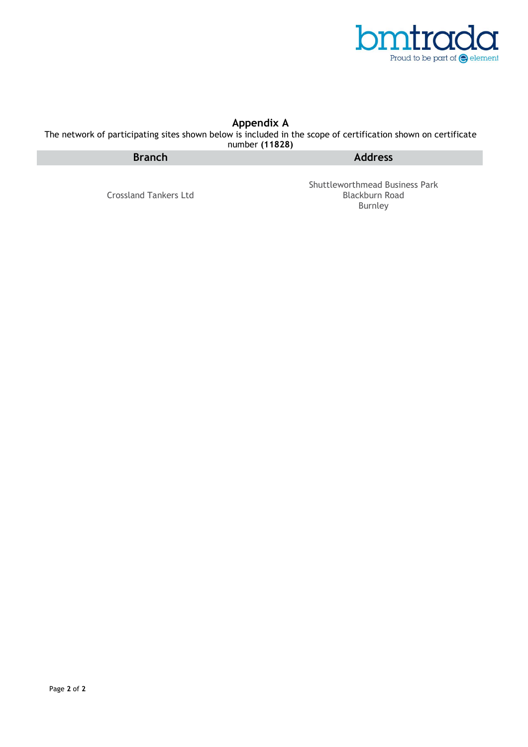## Appendix A

The network of participating sites shown below is included in the scope of certification shown on certificate number **(11828)**

| Branch | Address |
|---|---|
| Crossland Tankers Ltd | Shuttleworthmead Business Park<br>Blackburn Road<br>Burnley |